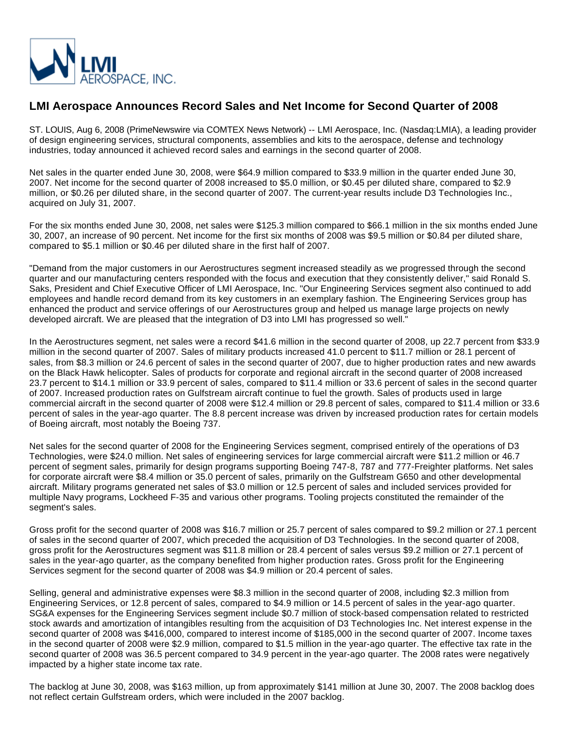LMI AEROSPACE, INC.

# LMI Aerospace Announces Record Sales and Net Income for Second Quarter of 2008

ST. LOUIS, Aug 6, 2008 (PrimeNewswire via COMTEX News Network) -- LMI Aerospace, Inc. (Nasdaq:LMIA), a leading provider of design engineering services, structural components, assemblies and kits to the aerospace, defense and technology industries, today announced it achieved record sales and earnings in the second quarter of 2008.

Net sales in the quarter ended June 30, 2008, were $64.9 million compared to $33.9 million in the quarter ended June 30, 2007. Net income for the second quarter of 2008 increased to $5.0 million, or $0.45 per diluted share, compared to $2.9 million, or $0.26 per diluted share, in the second quarter of 2007. The current-year results include D3 Technologies Inc., acquired on July 31, 2007.

For the six months ended June 30, 2008, net sales were $125.3 million compared to $66.1 million in the six months ended June 30, 2007, an increase of 90 percent. Net income for the first six months of 2008 was $9.5 million or $0.84 per diluted share, compared to $5.1 million or $0.46 per diluted share in the first half of 2007.

"Demand from the major customers in our Aerostructures segment increased steadily as we progressed through the second quarter and our manufacturing centers responded with the focus and execution that they consistently deliver," said Ronald S. Saks, President and Chief Executive Officer of LMI Aerospace, Inc. "Our Engineering Services segment also continued to add employees and handle record demand from its key customers in an exemplary fashion. The Engineering Services group has enhanced the product and service offerings of our Aerostructures group and helped us manage large projects on newly developed aircraft. We are pleased that the integration of D3 into LMI has progressed so well."

In the Aerostructures segment, net sales were a record $41.6 million in the second quarter of 2008, up 22.7 percent from $33.9 million in the second quarter of 2007. Sales of military products increased 41.0 percent to $11.7 million or 28.1 percent of sales, from $8.3 million or 24.6 percent of sales in the second quarter of 2007, due to higher production rates and new awards on the Black Hawk helicopter. Sales of products for corporate and regional aircraft in the second quarter of 2008 increased 23.7 percent to $14.1 million or 33.9 percent of sales, compared to $11.4 million or 33.6 percent of sales in the second quarter of 2007. Increased production rates on Gulfstream aircraft continue to fuel the growth. Sales of products used in large commercial aircraft in the second quarter of 2008 were $12.4 million or 29.8 percent of sales, compared to $11.4 million or 33.6 percent of sales in the year-ago quarter. The 8.8 percent increase was driven by increased production rates for certain models of Boeing aircraft, most notably the Boeing 737.

Net sales for the second quarter of 2008 for the Engineering Services segment, comprised entirely of the operations of D3 Technologies, were $24.0 million. Net sales of engineering services for large commercial aircraft were $11.2 million or 46.7 percent of segment sales, primarily for design programs supporting Boeing 747-8, 787 and 777-Freighter platforms. Net sales for corporate aircraft were $8.4 million or 35.0 percent of sales, primarily on the Gulfstream G650 and other developmental aircraft. Military programs generated net sales of $3.0 million or 12.5 percent of sales and included services provided for multiple Navy programs, Lockheed F-35 and various other programs. Tooling projects constituted the remainder of the segment's sales.

Gross profit for the second quarter of 2008 was $16.7 million or 25.7 percent of sales compared to $9.2 million or 27.1 percent of sales in the second quarter of 2007, which preceded the acquisition of D3 Technologies. In the second quarter of 2008, gross profit for the Aerostructures segment was $11.8 million or 28.4 percent of sales versus $9.2 million or 27.1 percent of sales in the year-ago quarter, as the company benefited from higher production rates. Gross profit for the Engineering Services segment for the second quarter of 2008 was $4.9 million or 20.4 percent of sales.

Selling, general and administrative expenses were $8.3 million in the second quarter of 2008, including $2.3 million from Engineering Services, or 12.8 percent of sales, compared to $4.9 million or 14.5 percent of sales in the year-ago quarter. SG&A expenses for the Engineering Services segment include $0.7 million of stock-based compensation related to restricted stock awards and amortization of intangibles resulting from the acquisition of D3 Technologies Inc. Net interest expense in the second quarter of 2008 was $416,000, compared to interest income of $185,000 in the second quarter of 2007. Income taxes in the second quarter of 2008 were $2.9 million, compared to $1.5 million in the year-ago quarter. The effective tax rate in the second quarter of 2008 was 36.5 percent compared to 34.9 percent in the year-ago quarter. The 2008 rates were negatively impacted by a higher state income tax rate.

The backlog at June 30, 2008, was $163 million, up from approximately $141 million at June 30, 2007. The 2008 backlog does not reflect certain Gulfstream orders, which were included in the 2007 backlog.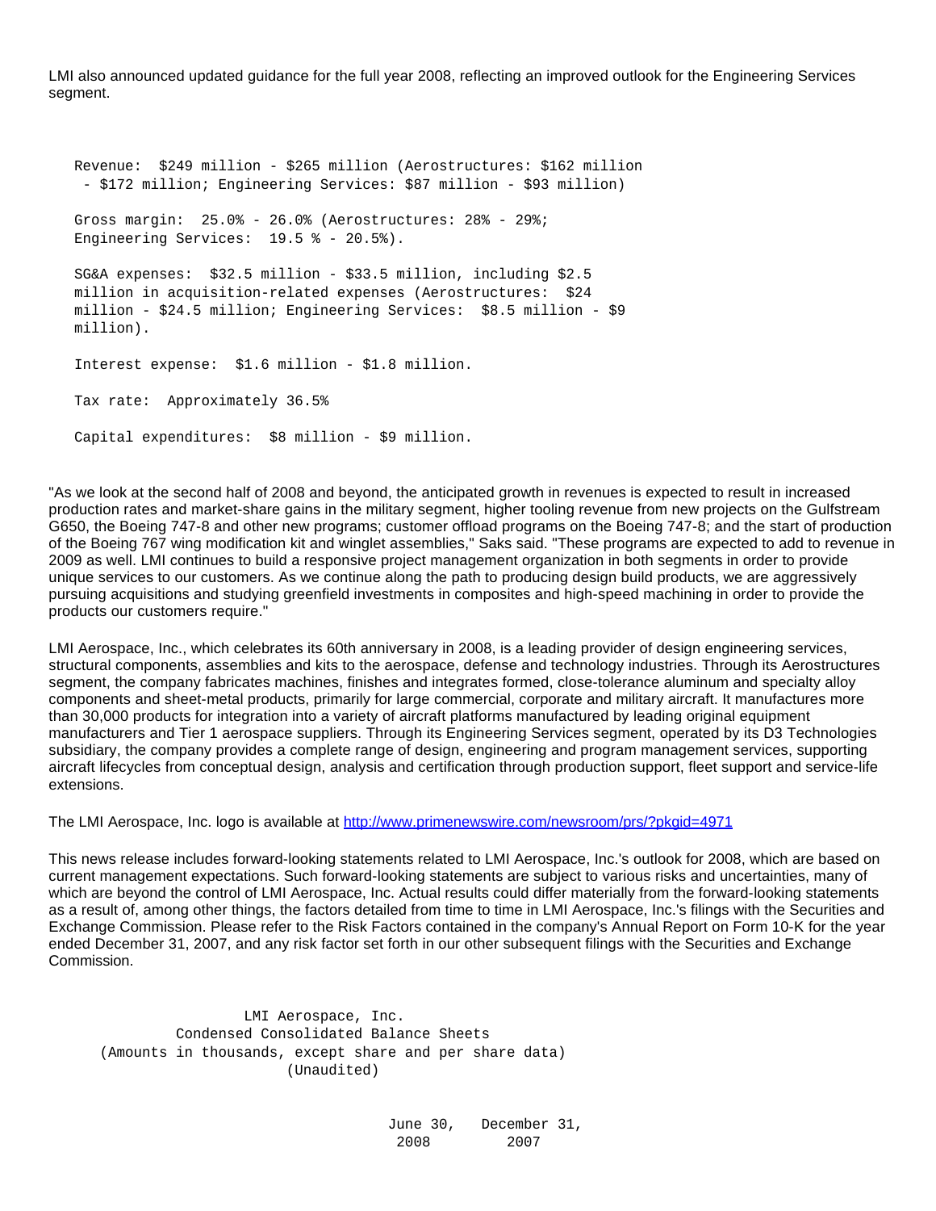LMI also announced updated guidance for the full year 2008, reflecting an improved outlook for the Engineering Services segment.

Revenue: $249 million - $265 million (Aerostructures: $162 million - $172 million; Engineering Services: $87 million - $93 million)

Gross margin: 25.0% - 26.0% (Aerostructures: 28% - 29%; Engineering Services: 19.5 % - 20.5%).

SG&A expenses: $32.5 million - $33.5 million, including $2.5 million in acquisition-related expenses (Aerostructures: $24 million - $24.5 million; Engineering Services: $8.5 million - $9 million).

Interest expense: $1.6 million - $1.8 million.

Tax rate: Approximately 36.5%

Capital expenditures: $8 million - $9 million.

"As we look at the second half of 2008 and beyond, the anticipated growth in revenues is expected to result in increased production rates and market-share gains in the military segment, higher tooling revenue from new projects on the Gulfstream G650, the Boeing 747-8 and other new programs; customer offload programs on the Boeing 747-8; and the start of production of the Boeing 767 wing modification kit and winglet assemblies," Saks said. "These programs are expected to add to revenue in 2009 as well. LMI continues to build a responsive project management organization in both segments in order to provide unique services to our customers. As we continue along the path to producing design build products, we are aggressively pursuing acquisitions and studying greenfield investments in composites and high-speed machining in order to provide the products our customers require."

LMI Aerospace, Inc., which celebrates its 60th anniversary in 2008, is a leading provider of design engineering services, structural components, assemblies and kits to the aerospace, defense and technology industries. Through its Aerostructures segment, the company fabricates machines, finishes and integrates formed, close-tolerance aluminum and specialty alloy components and sheet-metal products, primarily for large commercial, corporate and military aircraft. It manufactures more than 30,000 products for integration into a variety of aircraft platforms manufactured by leading original equipment manufacturers and Tier 1 aerospace suppliers. Through its Engineering Services segment, operated by its D3 Technologies subsidiary, the company provides a complete range of design, engineering and program management services, supporting aircraft lifecycles from conceptual design, analysis and certification through production support, fleet support and service-life extensions.

The LMI Aerospace, Inc. logo is available at http://www.primenewswire.com/newsroom/prs/?pkgid=4971

This news release includes forward-looking statements related to LMI Aerospace, Inc.'s outlook for 2008, which are based on current management expectations. Such forward-looking statements are subject to various risks and uncertainties, many of which are beyond the control of LMI Aerospace, Inc. Actual results could differ materially from the forward-looking statements as a result of, among other things, the factors detailed from time to time in LMI Aerospace, Inc.'s filings with the Securities and Exchange Commission. Please refer to the Risk Factors contained in the company's Annual Report on Form 10-K for the year ended December 31, 2007, and any risk factor set forth in our other subsequent filings with the Securities and Exchange Commission.

LMI Aerospace, Inc.
Condensed Consolidated Balance Sheets
(Amounts in thousands, except share and per share data)
(Unaudited)

| | June 30, 2008 | December 31, 2007 |
|---|---|---|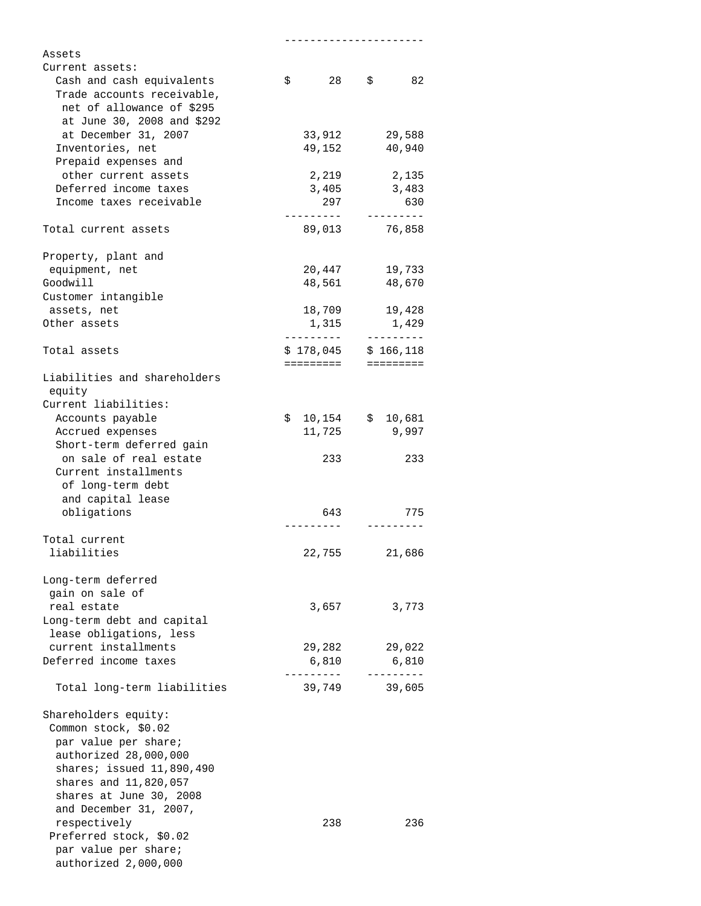| | | |
|---|---|---|
| **Assets** | | |
| Current assets: | | |
| Cash and cash equivalents | $ 28 | $ 82 |
| Trade accounts receivable, net of allowance of $295 at June 30, 2008 and $292 at December 31, 2007 | 33,912 | 29,588 |
| Inventories, net | 49,152 | 40,940 |
| Prepaid expenses and other current assets | 2,219 | 2,135 |
| Deferred income taxes | 3,405 | 3,483 |
| Income taxes receivable | 297 | 630 |
| Total current assets | 89,013 | 76,858 |
| Property, plant and equipment, net | 20,447 | 19,733 |
| Goodwill | 48,561 | 48,670 |
| Customer intangible assets, net | 18,709 | 19,428 |
| Other assets | 1,315 | 1,429 |
| Total assets | $ 178,045 | $ 166,118 |
| **Liabilities and shareholders equity** | | |
| Current liabilities: | | |
| Accounts payable | $ 10,154 | $ 10,681 |
| Accrued expenses | 11,725 | 9,997 |
| Short-term deferred gain on sale of real estate | 233 | 233 |
| Current installments of long-term debt and capital lease obligations | 643 | 775 |
| Total current liabilities | 22,755 | 21,686 |
| Long-term deferred gain on sale of real estate | 3,657 | 3,773 |
| Long-term debt and capital lease obligations, less current installments | 29,282 | 29,022 |
| Deferred income taxes | 6,810 | 6,810 |
| Total long-term liabilities | 39,749 | 39,605 |
| Shareholders equity: | | |
| Common stock, $0.02 par value per share; authorized 28,000,000 shares; issued 11,890,490 shares and 11,820,057 shares at June 30, 2008 and December 31, 2007, respectively | 238 | 236 |
| Preferred stock, $0.02 par value per share; authorized 2,000,000 | | |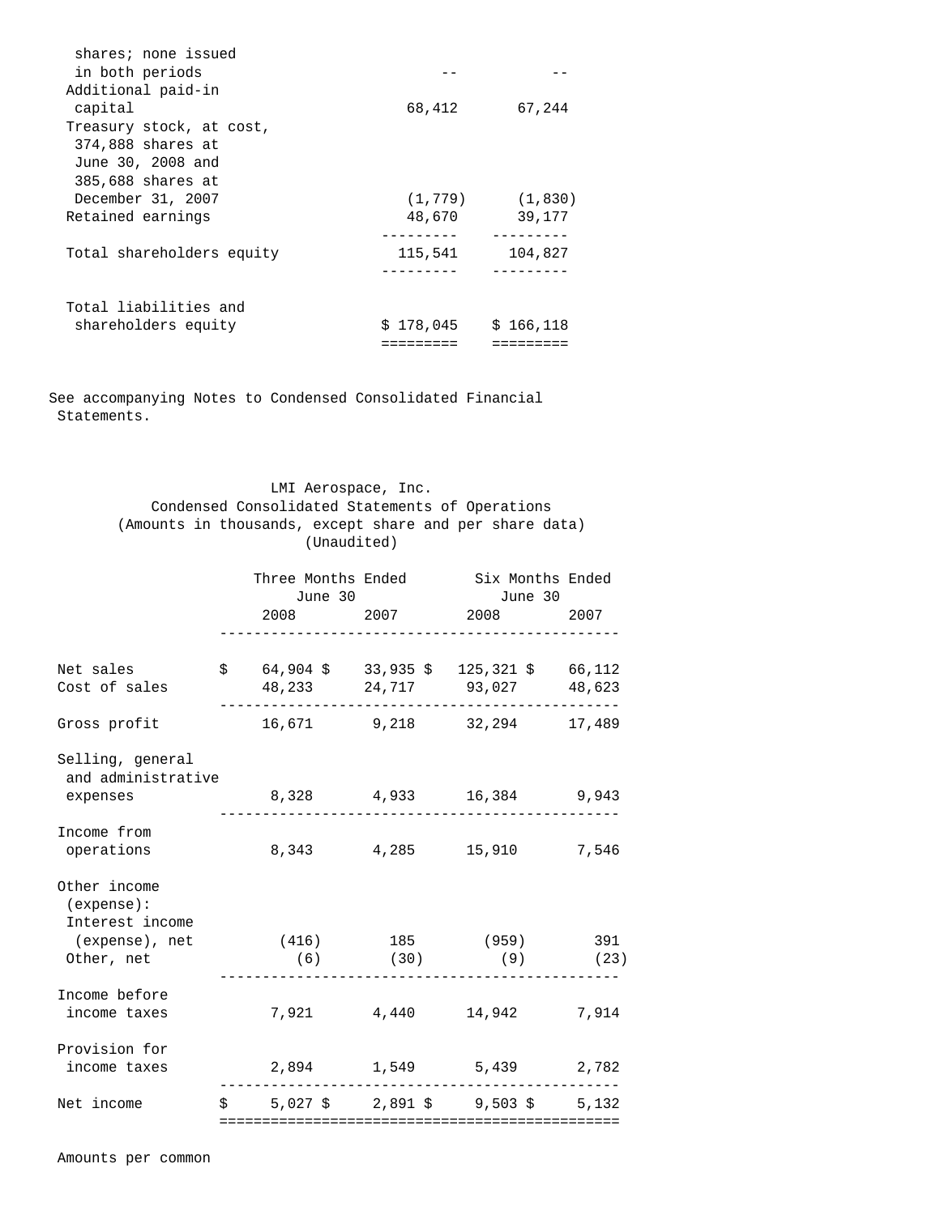| | | |
|---|---|---|
| shares; none issued in both periods | -- | -- |
| Additional paid-in capital | 68,412 | 67,244 |
| Treasury stock, at cost, 374,888 shares at June 30, 2008 and 385,688 shares at December 31, 2007 | (1,779) | (1,830) |
| Retained earnings | 48,670 | 39,177 |
| Total shareholders equity | 115,541 | 104,827 |
| Total liabilities and shareholders equity | $ 178,045 | $ 166,118 |

See accompanying Notes to Condensed Consolidated Financial Statements.

LMI Aerospace, Inc.
Condensed Consolidated Statements of Operations
(Amounts in thousands, except share and per share data)
(Unaudited)

| | Three Months Ended June 30 | | Six Months Ended June 30 | |
|---|---|---|---|---|
| | 2008 | 2007 | 2008 | 2007 |
| Net sales | $ 64,904 | $ 33,935 | $ 125,321 | $ 66,112 |
| Cost of sales | 48,233 | 24,717 | 93,027 | 48,623 |
| Gross profit | 16,671 | 9,218 | 32,294 | 17,489 |
| Selling, general and administrative expenses | 8,328 | 4,933 | 16,384 | 9,943 |
| Income from operations | 8,343 | 4,285 | 15,910 | 7,546 |
| Other income (expense): | | | | |
| Interest income (expense), net | (416) | 185 | (959) | 391 |
| Other, net | (6) | (30) | (9) | (23) |
| Income before income taxes | 7,921 | 4,440 | 14,942 | 7,914 |
| Provision for income taxes | 2,894 | 1,549 | 5,439 | 2,782 |
| Net income | $ 5,027 | $ 2,891 | $ 9,503 | $ 5,132 |

Amounts per common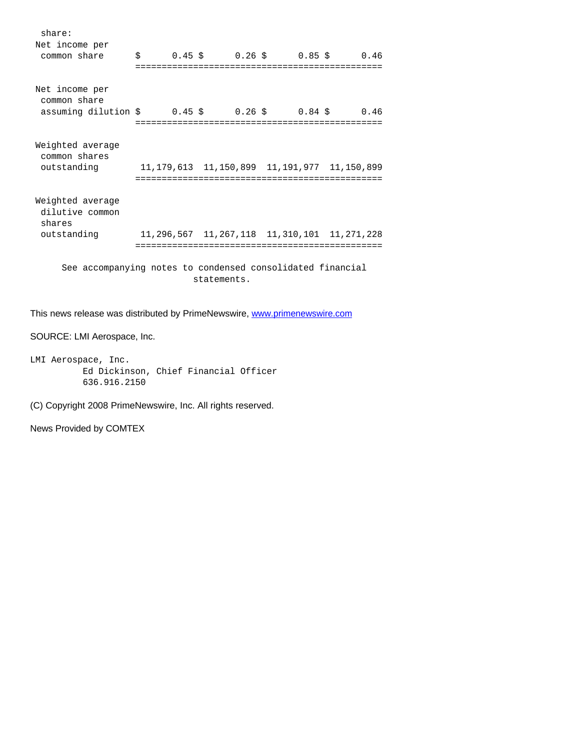| | | | | |
|---|---|---|---|---|
| share: | | | | |
| Net income per common share | $ 0.45 | $ 0.26 | $ 0.85 | $ 0.46 |
| Net income per common share assuming dilution | $ 0.45 | $ 0.26 | $ 0.84 | $ 0.46 |
| Weighted average common shares outstanding | 11,179,613 | 11,150,899 | 11,191,977 | 11,150,899 |
| Weighted average dilutive common shares outstanding | 11,296,567 | 11,267,118 | 11,310,101 | 11,271,228 |

See accompanying notes to condensed consolidated financial statements.

This news release was distributed by PrimeNewswire, www.primenewswire.com

SOURCE: LMI Aerospace, Inc.

LMI Aerospace, Inc.
Ed Dickinson, Chief Financial Officer
636.916.2150

(C) Copyright 2008 PrimeNewswire, Inc. All rights reserved.

News Provided by COMTEX